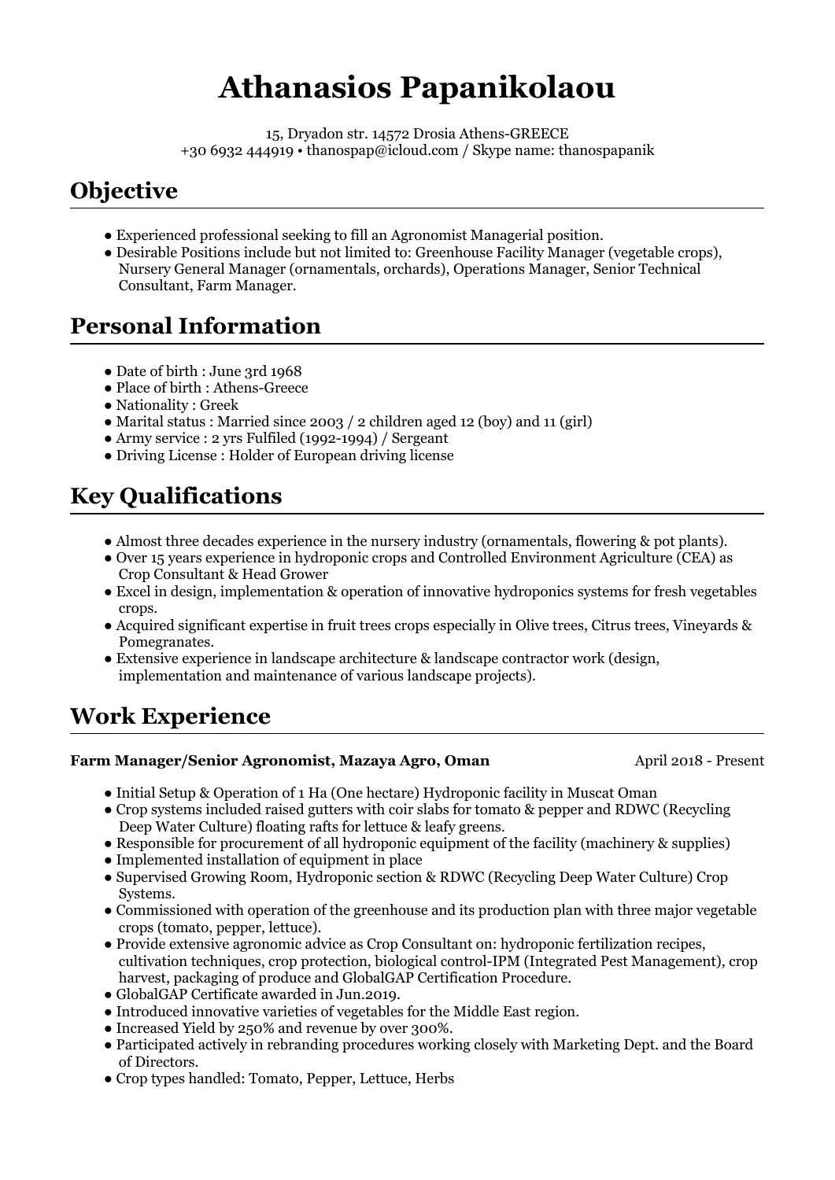# Athanasios Papanikolaou

15, Dryadon str. 14572 Drosia Athens-GREECE
+30 6932 444919 • thanospap@icloud.com / Skype name: thanospapanik

## Objective

- Experienced professional seeking to fill an Agronomist Managerial position.
- Desirable Positions include but not limited to: Greenhouse Facility Manager (vegetable crops), Nursery General Manager (ornamentals, orchards), Operations Manager, Senior Technical Consultant, Farm Manager.

## Personal Information

- Date of birth : June 3rd 1968
- Place of birth : Athens-Greece
- Nationality : Greek
- Marital status : Married since 2003 / 2 children aged 12 (boy) and 11 (girl)
- Army service : 2 yrs Fulfiled (1992-1994) / Sergeant
- Driving License : Holder of European driving license

## Key Qualifications

- Almost three decades experience in the nursery industry (ornamentals, flowering & pot plants).
- Over 15 years experience in hydroponic crops and Controlled Environment Agriculture (CEA) as Crop Consultant & Head Grower
- Excel in design, implementation & operation of innovative hydroponics systems for fresh vegetables crops.
- Acquired significant expertise in fruit trees crops especially in Olive trees, Citrus trees, Vineyards & Pomegranates.
- Extensive experience in landscape architecture & landscape contractor work (design, implementation and maintenance of various landscape projects).

## Work Experience

**Farm Manager/Senior Agronomist, Mazaya Agro, Oman** April 2018 - Present

- Initial Setup & Operation of 1 Ha (One hectare) Hydroponic facility in Muscat Oman
- Crop systems included raised gutters with coir slabs for tomato & pepper and RDWC (Recycling Deep Water Culture) floating rafts for lettuce & leafy greens.
- Responsible for procurement of all hydroponic equipment of the facility (machinery & supplies)
- Implemented installation of equipment in place
- Supervised Growing Room, Hydroponic section & RDWC (Recycling Deep Water Culture) Crop Systems.
- Commissioned with operation of the greenhouse and its production plan with three major vegetable crops (tomato, pepper, lettuce).
- Provide extensive agronomic advice as Crop Consultant on: hydroponic fertilization recipes, cultivation techniques, crop protection, biological control-IPM (Integrated Pest Management), crop harvest, packaging of produce and GlobalGAP Certification Procedure.
- GlobalGAP Certificate awarded in Jun.2019.
- Introduced innovative varieties of vegetables for the Middle East region.
- Increased Yield by 250% and revenue by over 300%.
- Participated actively in rebranding procedures working closely with Marketing Dept. and the Board of Directors.
- Crop types handled: Tomato, Pepper, Lettuce, Herbs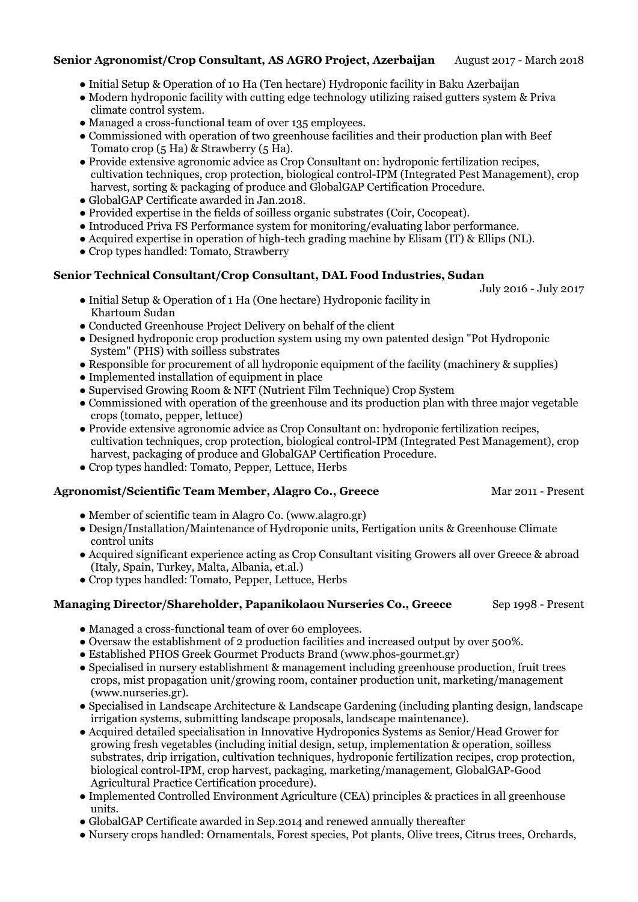**Senior Agronomist/Crop Consultant, AS AGRO Project, Azerbaijan** August 2017 - March 2018

- Initial Setup & Operation of 10 Ha (Ten hectare) Hydroponic facility in Baku Azerbaijan
- Modern hydroponic facility with cutting edge technology utilizing raised gutters system & Priva climate control system.
- Managed a cross-functional team of over 135 employees.
- Commissioned with operation of two greenhouse facilities and their production plan with Beef Tomato crop (5 Ha) & Strawberry (5 Ha).
- Provide extensive agronomic advice as Crop Consultant on: hydroponic fertilization recipes, cultivation techniques, crop protection, biological control-IPM (Integrated Pest Management), crop harvest, sorting & packaging of produce and GlobalGAP Certification Procedure.
- GlobalGAP Certificate awarded in Jan.2018.
- Provided expertise in the fields of soilless organic substrates (Coir, Cocopeat).
- Introduced Priva FS Performance system for monitoring/evaluating labor performance.
- Acquired expertise in operation of high-tech grading machine by Elisam (IT) & Ellips (NL).
- Crop types handled: Tomato, Strawberry

**Senior Technical Consultant/Crop Consultant, DAL Food Industries, Sudan** July 2016 - July 2017

- Initial Setup & Operation of 1 Ha (One hectare) Hydroponic facility in Khartoum Sudan
- Conducted Greenhouse Project Delivery on behalf of the client
- Designed hydroponic crop production system using my own patented design "Pot Hydroponic System" (PHS) with soilless substrates
- Responsible for procurement of all hydroponic equipment of the facility (machinery & supplies)
- Implemented installation of equipment in place
- Supervised Growing Room & NFT (Nutrient Film Technique) Crop System
- Commissioned with operation of the greenhouse and its production plan with three major vegetable crops (tomato, pepper, lettuce)
- Provide extensive agronomic advice as Crop Consultant on: hydroponic fertilization recipes, cultivation techniques, crop protection, biological control-IPM (Integrated Pest Management), crop harvest, packaging of produce and GlobalGAP Certification Procedure.
- Crop types handled: Tomato, Pepper, Lettuce, Herbs

**Agronomist/Scientific Team Member, Alagro Co., Greece** Mar 2011 - Present

- Member of scientific team in Alagro Co. (www.alagro.gr)
- Design/Installation/Maintenance of Hydroponic units, Fertigation units & Greenhouse Climate control units
- Acquired significant experience acting as Crop Consultant visiting Growers all over Greece & abroad (Italy, Spain, Turkey, Malta, Albania, et.al.)
- Crop types handled: Tomato, Pepper, Lettuce, Herbs

**Managing Director/Shareholder, Papanikolaou Nurseries Co., Greece** Sep 1998 - Present

- Managed a cross-functional team of over 60 employees.
- Oversaw the establishment of 2 production facilities and increased output by over 500%.
- Established PHOS Greek Gourmet Products Brand (www.phos-gourmet.gr)
- Specialised in nursery establishment & management including greenhouse production, fruit trees crops, mist propagation unit/growing room, container production unit, marketing/management (www.nurseries.gr).
- Specialised in Landscape Architecture & Landscape Gardening (including planting design, landscape irrigation systems, submitting landscape proposals, landscape maintenance).
- Acquired detailed specialisation in Innovative Hydroponics Systems as Senior/Head Grower for growing fresh vegetables (including initial design, setup, implementation & operation, soilless substrates, drip irrigation, cultivation techniques, hydroponic fertilization recipes, crop protection, biological control-IPM, crop harvest, packaging, marketing/management, GlobalGAP-Good Agricultural Practice Certification procedure).
- Implemented Controlled Environment Agriculture (CEA) principles & practices in all greenhouse units.
- GlobalGAP Certificate awarded in Sep.2014 and renewed annually thereafter
- Nursery crops handled: Ornamentals, Forest species, Pot plants, Olive trees, Citrus trees, Orchards,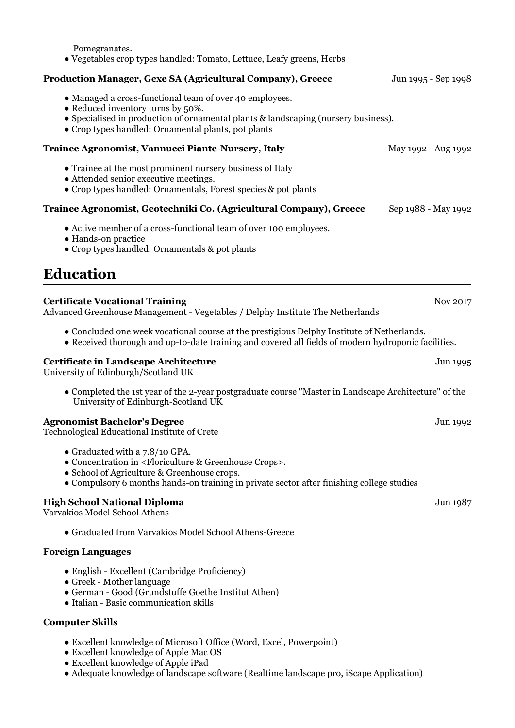Pomegranates.
- Vegetables crop types handled: Tomato, Lettuce, Leafy greens, Herbs

**Production Manager, Gexe SA (Agricultural Company), Greece** Jun 1995 - Sep 1998

- Managed a cross-functional team of over 40 employees.
- Reduced inventory turns by 50%.
- Specialised in production of ornamental plants & landscaping (nursery business).
- Crop types handled: Ornamental plants, pot plants

**Trainee Agronomist, Vannucci Piante-Nursery, Italy** May 1992 - Aug 1992

- Trainee at the most prominent nursery business of Italy
- Attended senior executive meetings.
- Crop types handled: Ornamentals, Forest species & pot plants

**Trainee Agronomist, Geotechniki Co. (Agricultural Company), Greece** Sep 1988 - May 1992

- Active member of a cross-functional team of over 100 employees.
- Hands-on practice
- Crop types handled: Ornamentals & pot plants

# Education

**Certificate Vocational Training** Nov 2017
Advanced Greenhouse Management - Vegetables / Delphy Institute The Netherlands

- Concluded one week vocational course at the prestigious Delphy Institute of Netherlands.
- Received thorough and up-to-date training and covered all fields of modern hydroponic facilities.

**Certificate in Landscape Architecture** Jun 1995
University of Edinburgh/Scotland UK

- Completed the 1st year of the 2-year postgraduate course "Master in Landscape Architecture" of the University of Edinburgh-Scotland UK

**Agronomist Bachelor's Degree** Jun 1992
Technological Educational Institute of Crete

- Graduated with a 7.8/10 GPA.
- Concentration in <Floriculture & Greenhouse Crops>.
- School of Agriculture & Greenhouse crops.
- Compulsory 6 months hands-on training in private sector after finishing college studies

**High School National Diploma** Jun 1987
Varvakios Model School Athens

- Graduated from Varvakios Model School Athens-Greece

**Foreign Languages**

- English - Excellent (Cambridge Proficiency)
- Greek - Mother language
- German - Good (Grundstuffe Goethe Institut Athen)
- Italian - Basic communication skills

**Computer Skills**

- Excellent knowledge of Microsoft Office (Word, Excel, Powerpoint)
- Excellent knowledge of Apple Mac OS
- Excellent knowledge of Apple iPad
- Adequate knowledge of landscape software (Realtime landscape pro, iScape Application)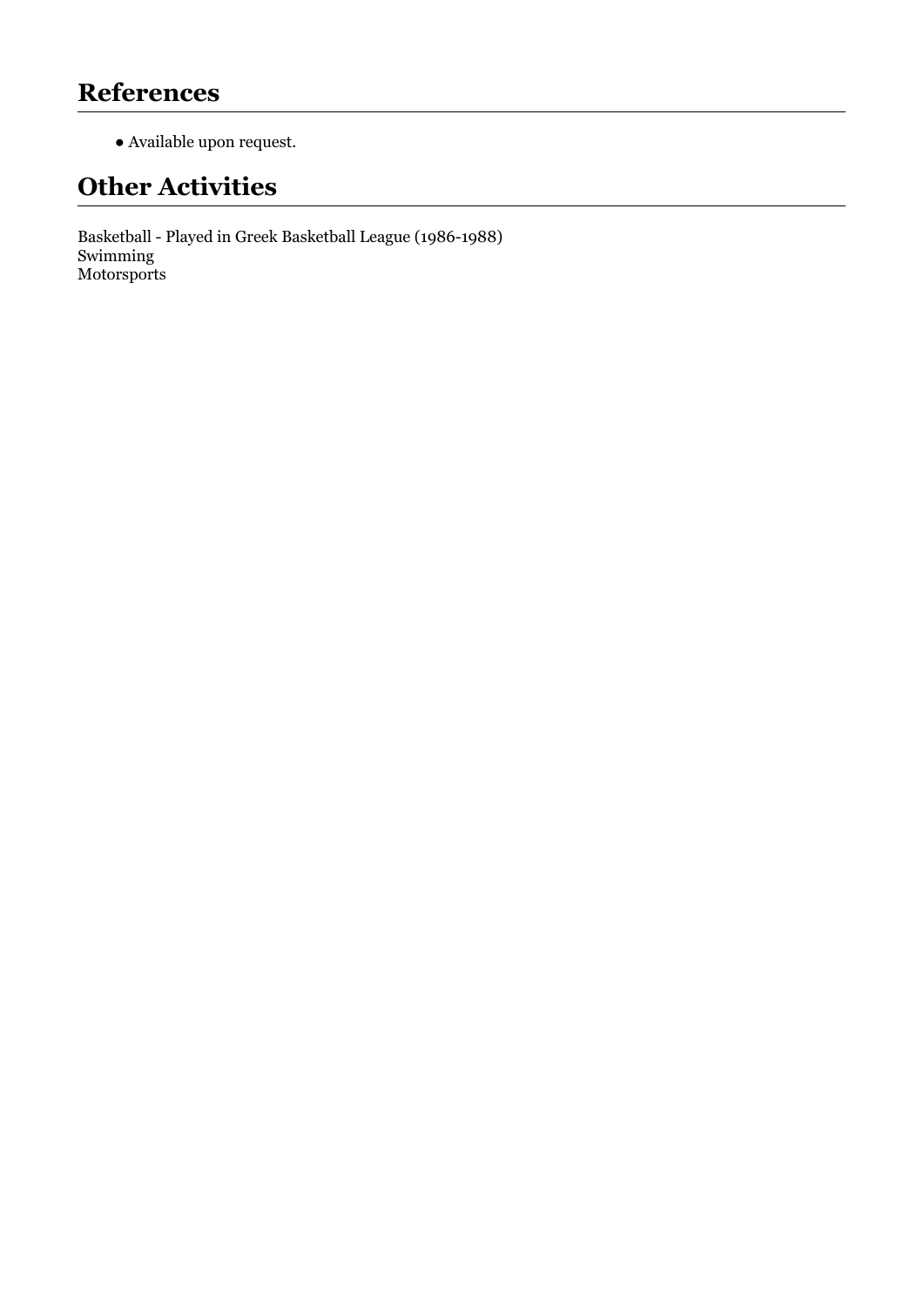## References

- Available upon request.

## Other Activities

Basketball - Played in Greek Basketball League (1986-1988)
Swimming
Motorsports